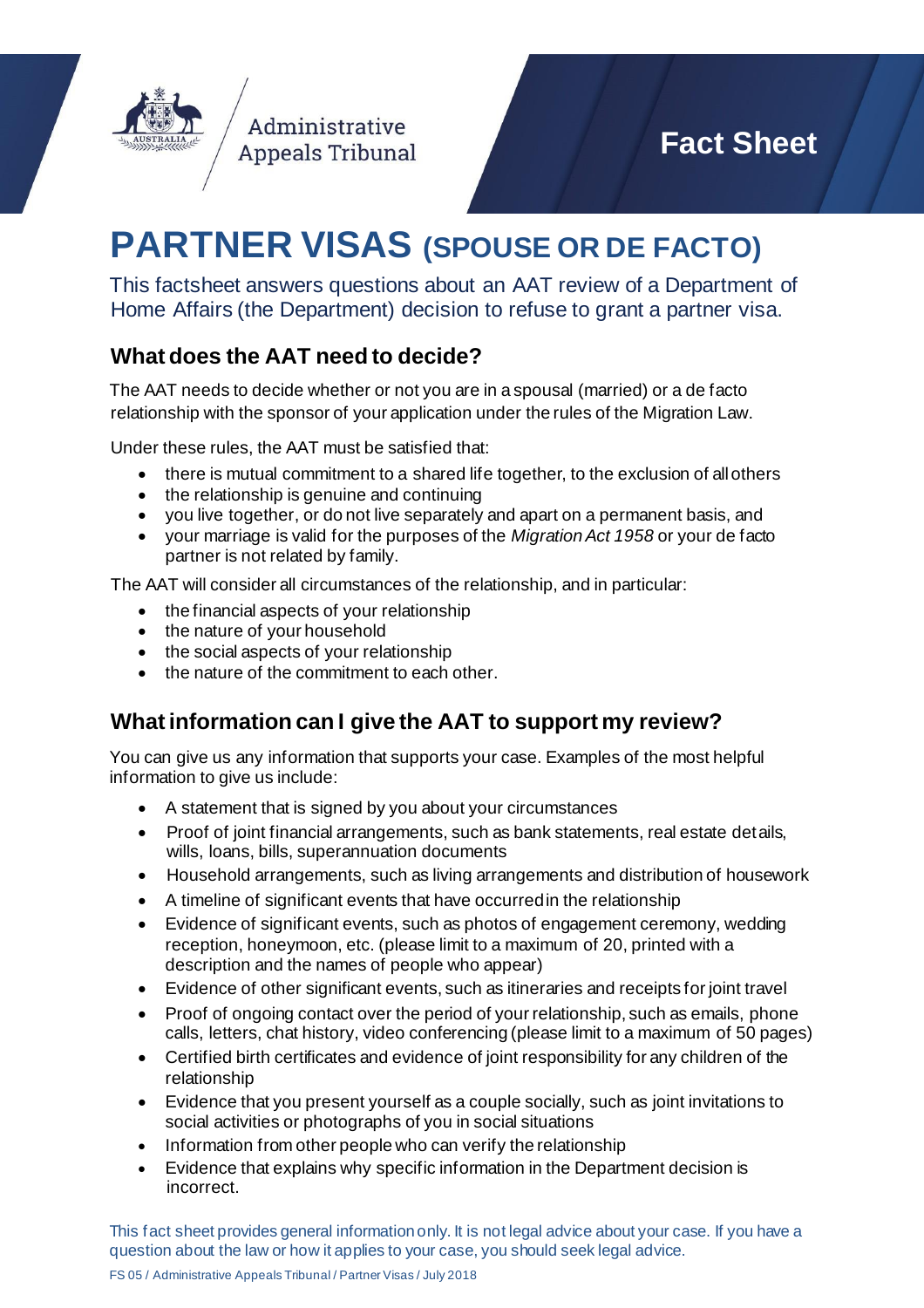Administrative Appeals Tribunal

**Fact Sheet**

# PARTNER VISAS (SPOUSE OR DE FACTO)

This factsheet answers questions about an AAT review of a Department of Home Affairs (the Department) decision to refuse to grant a partner visa.

## What does the AAT need to decide?

The AAT needs to decide whether or not you are in a spousal (married) or a de facto relationship with the sponsor of your application under the rules of the Migration Law.

Under these rules, the AAT must be satisfied that:

- there is mutual commitment to a shared life together, to the exclusion of all others
- the relationship is genuine and continuing
- you live together, or do not live separately and apart on a permanent basis, and
- your marriage is valid for the purposes of the *Migration Act 1958* or your de facto partner is not related by family.

The AAT will consider all circumstances of the relationship, and in particular:

- the financial aspects of your relationship
- the nature of your household
- the social aspects of your relationship
- the nature of the commitment to each other.

## What information can I give the AAT to support my review?

You can give us any information that supports your case. Examples of the most helpful information to give us include:

- A statement that is signed by you about your circumstances
- Proof of joint financial arrangements, such as bank statements, real estate details, wills, loans, bills, superannuation documents
- Household arrangements, such as living arrangements and distribution of housework
- A timeline of significant events that have occurred in the relationship
- Evidence of significant events, such as photos of engagement ceremony, wedding reception, honeymoon, etc. (please limit to a maximum of 20, printed with a description and the names of people who appear)
- Evidence of other significant events, such as itineraries and receipts for joint travel
- Proof of ongoing contact over the period of your relationship, such as emails, phone calls, letters, chat history, video conferencing (please limit to a maximum of 50 pages)
- Certified birth certificates and evidence of joint responsibility for any children of the relationship
- Evidence that you present yourself as a couple socially, such as joint invitations to social activities or photographs of you in social situations
- Information from other people who can verify the relationship
- Evidence that explains why specific information in the Department decision is incorrect.

This fact sheet provides general information only. It is not legal advice about your case. If you have a question about the law or how it applies to your case, you should seek legal advice.

FS 05 / Administrative Appeals Tribunal / Partner Visas / July 2018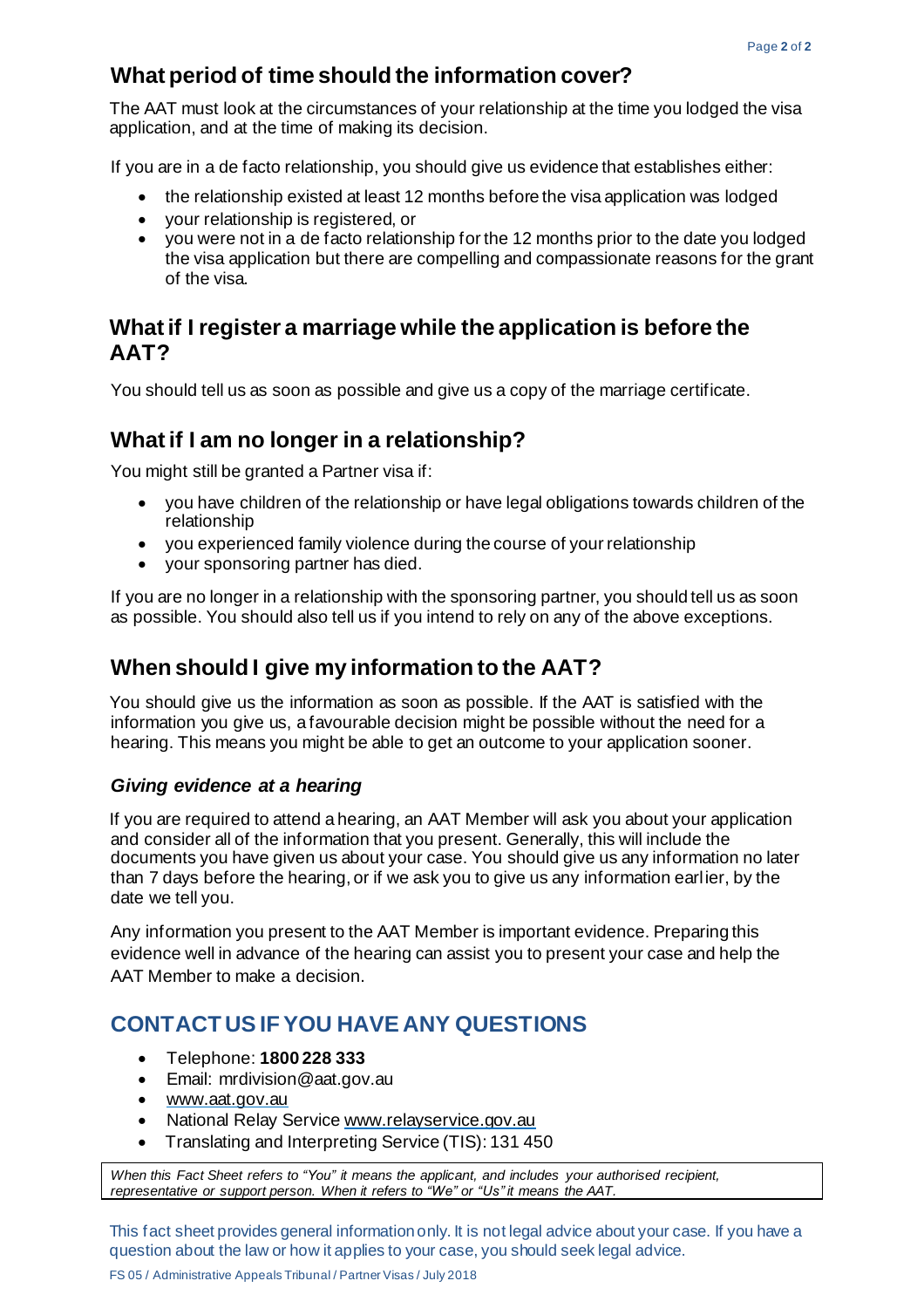## What period of time should the information cover?

The AAT must look at the circumstances of your relationship at the time you lodged the visa application, and at the time of making its decision.

If you are in a de facto relationship, you should give us evidence that establishes either:

- the relationship existed at least 12 months before the visa application was lodged
- your relationship is registered, or
- you were not in a de facto relationship for the 12 months prior to the date you lodged the visa application but there are compelling and compassionate reasons for the grant of the visa.

## What if I register a marriage while the application is before the AAT?

You should tell us as soon as possible and give us a copy of the marriage certificate.

## What if I am no longer in a relationship?

You might still be granted a Partner visa if:

- you have children of the relationship or have legal obligations towards children of the relationship
- you experienced family violence during the course of your relationship
- your sponsoring partner has died.

If you are no longer in a relationship with the sponsoring partner, you should tell us as soon as possible. You should also tell us if you intend to rely on any of the above exceptions.

## When should I give my information to the AAT?

You should give us the information as soon as possible. If the AAT is satisfied with the information you give us, a favourable decision might be possible without the need for a hearing. This means you might be able to get an outcome to your application sooner.

### *Giving evidence at a hearing*

If you are required to attend a hearing, an AAT Member will ask you about your application and consider all of the information that you present. Generally, this will include the documents you have given us about your case. You should give us any information no later than 7 days before the hearing, or if we ask you to give us any information earlier, by the date we tell you.

Any information you present to the AAT Member is important evidence. Preparing this evidence well in advance of the hearing can assist you to present your case and help the AAT Member to make a decision.

## CONTACT US IF YOU HAVE ANY QUESTIONS

- Telephone: **1800 228 333**
- Email: mrdivision@aat.gov.au
- www.aat.gov.au
- National Relay Service www.relayservice.gov.au
- Translating and Interpreting Service (TIS): 131 450

*When this Fact Sheet refers to "You" it means the applicant, and includes your authorised recipient, representative or support person. When it refers to "We" or "Us" it means the AAT.*

This fact sheet provides general information only. It is not legal advice about your case. If you have a question about the law or how it applies to your case, you should seek legal advice.

FS 05 / Administrative Appeals Tribunal / Partner Visas / July 2018